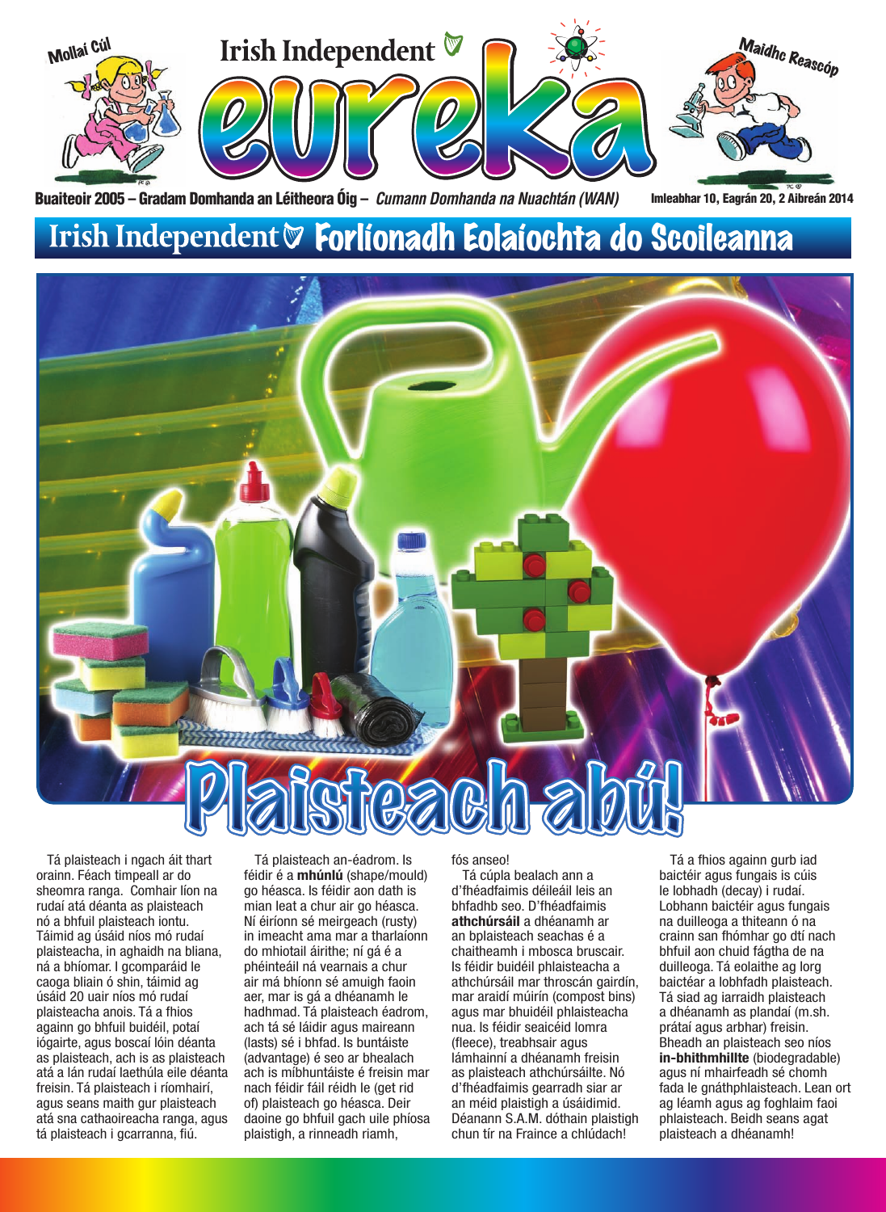Mollaí Cúl

Irish Independent

# eureka

Maidhc Reascóp

Buaiteoir 2005 – Gradam Domhanda an Léitheora Óig – *Cumann Domhanda na Nuachtán (WAN)*

Imleabhar 10, Eagrán 20, 2 Aibreán 2014

## Irish Independent Forlíonadh Eolaíochta do Scoileanna

# Plaisteach abú!

Tá plaisteach i ngach áit thart orainn. Féach timpeall ar do sheomra ranga. Comhair líon na rudaí atá déanta as plaisteach nó a bhfuil plaisteach iontu. Táimid ag úsáid níos mó rudaí plaisteacha, in aghaidh na bliana, ná a bhíomar. I gcomparáid le caoga bliain ó shin, táimid ag úsáid 20 uair níos mó rudaí plaisteacha anois. Tá a fhios againn go bhfuil buidéil, potaí iógairte, agus boscaí lóin déanta as plaisteach, ach is as plaisteach atá a lán rudaí laethúla eile déanta freisin. Tá plaisteach i ríomhairí, agus seans maith gur plaisteach atá sna cathaoireacha ranga, agus tá plaisteach i gcarranna, fiú.

Tá plaisteach an-éadrom. Is féidir é a **mhúnlú** (shape/mould) go héasca. Is féidir aon dath is mian leat a chur air go héasca. Ní éiríonn sé meirgeach (rusty) in imeacht ama mar a tharlaíonn do mhiotail áirithe; ní gá é a phéinteáil ná vearnais a chur air má bhíonn sé amuigh faoin aer, mar is gá a dhéanamh le hadhmad. Tá plaisteach éadrom, ach tá sé láidir agus maireann (lasts) sé i bhfad. Is buntáiste (advantage) é seo ar bhealach ach is míbhuntáiste é freisin mar nach féidir fáil réidh le (get rid of) plaisteach go héasca. Deir daoine go bhfuil gach uile phíosa plaistigh, a rinneadh riamh, fós anseo!

Tá cúpla bealach ann a d'fhéadfaimis déileáil leis an bhfadhb seo. D'fhéadfaimis **athchúrsáil** a dhéanamh ar an bplaisteach seachas é a chaitheamh i mbosca bruscair. Is féidir buidéil phlaisteacha a athchúrsáil mar throscán gairdín, mar araidí múirín (compost bins) agus mar bhuidéil phlaisteacha nua. Is féidir seaicéid lomra (fleece), treabhsair agus lámhainní a dhéanamh freisin as plaisteach athchúrsáilte. Nó d'fhéadfaimis gearradh siar ar an méid plaistigh a úsáidimid. Déanann S.A.M. dóthain plaistigh chun tír na Fraince a chlúdach!

Tá a fhios againn gurb iad baictéir agus fungais is cúis le lobhadh (decay) i rudaí. Lobhann baictéir agus fungais na duilleoga a thiteann ó na crainn san fhómhar go dtí nach bhfuil aon chuid fágtha de na duilleoga. Tá eolaithe ag lorg baictéar a lobhfadh plaisteach. Tá siad ag iarraidh plaisteach a dhéanamh as plandaí (m.sh. prátaí agus arbhar) freisin. Bheadh an plaisteach seo níos **in-bhithmhillte** (biodegradable) agus ní mhairfeadh sé chomh fada le gnáthphlaisteach. Lean ort ag léamh agus ag foghlaim faoi phlaisteach. Beidh seans agat plaisteach a dhéanamh!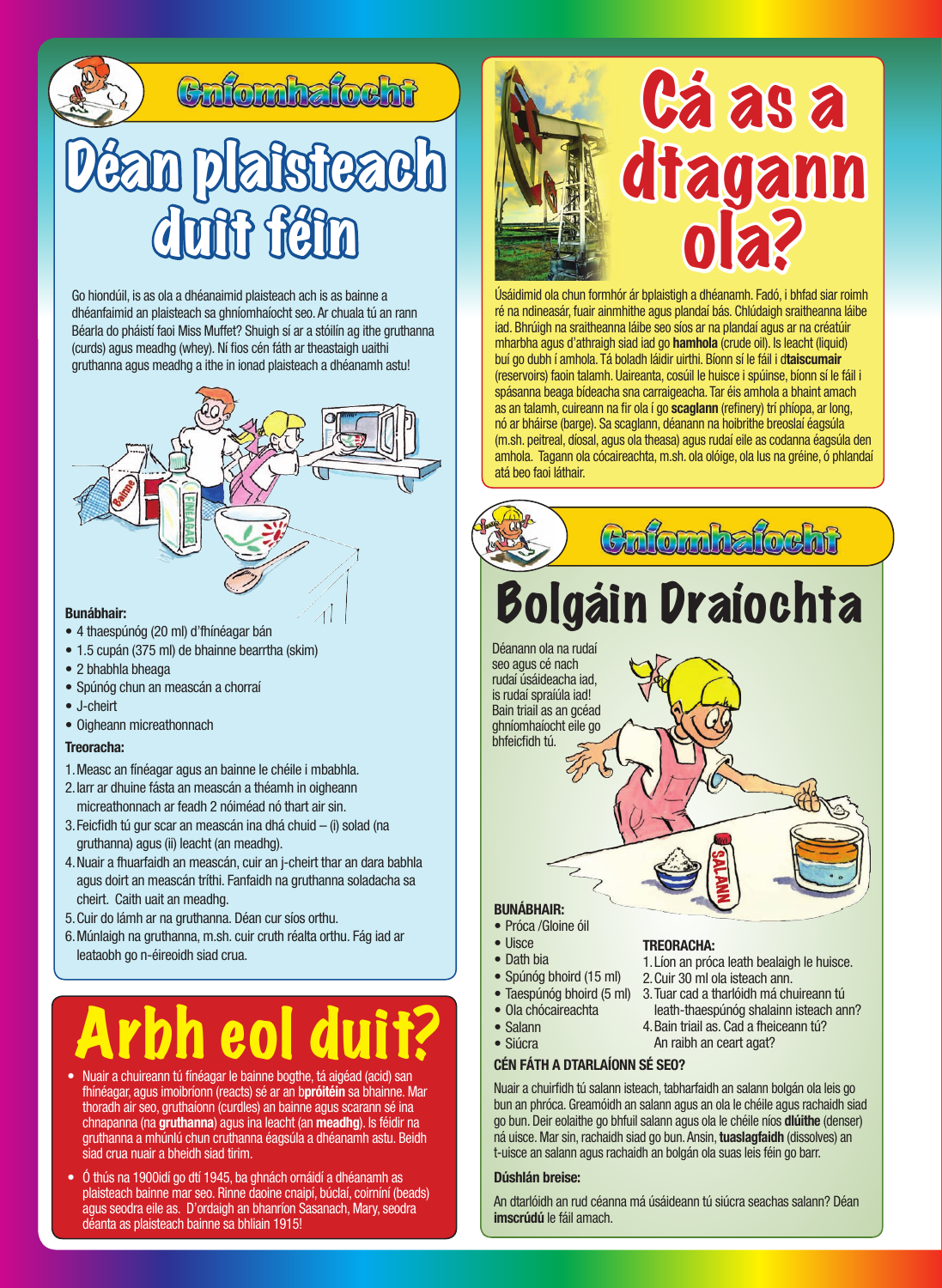## Gníomhaíocht

# Déan plaisteach duit féin

Go hiondúil, is as ola a dhéanaimid plaisteach ach is as bainne a dhéanfaimid an plaisteach sa ghníomhaíocht seo. Ar chuala tú an rann Béarla do pháistí faoi Miss Muffet? Shuigh sí ar a stóilín ag ithe gruthanna (curds) agus meadhg (whey). Ní fios cén fáth ar theastaigh uaithi gruthanna agus meadhg a ithe in ionad plaisteach a dhéanamh astu!

**Bunábhair:**

- 4 thaespúnóg (20 ml) d'fhínéagar bán
- 1.5 cupán (375 ml) de bhainne bearrtha (skim)
- 2 bhabhla bheaga
- Spúnóg chun an meascán a chorraí
- J-cheirt
- Oigheann micreathonnach

**Treoracha:**

1. Measc an fínéagar agus an bainne le chéile i mbabhla.
2. Iarr ar dhuine fásta an meascán a théamh in oigheann micreathonnach ar feadh 2 nóiméad nó thart air sin.
3. Feicfidh tú gur scar an meascán ina dhá chuid – (i) solad (na gruthanna) agus (ii) leacht (an meadhg).
4. Nuair a fhuarfaidh an meascán, cuir an j-cheirt thar an dara babhla agus doirt an meascán tríthi. Fanfaidh na gruthanna soladacha sa cheirt. Caith uait an meadhg.
5. Cuir do lámh ar na gruthanna. Déan cur síos orthu.
6. Múnlaigh na gruthanna, m.sh. cuir cruth réalta orthu. Fág iad ar leataobh go n-éireoidh siad crua.

# Arbh eol duit?

- Nuair a chuireann tú fínéagar le bainne bogthe, tá aigéad (acid) san fhínéagar, agus imoibríonn (reacts) sé ar an b**próitéin** sa bhainne. Mar thoradh air seo, gruthaíonn (curdles) an bainne agus scarann sé ina chnapanna (na **gruthanna**) agus ina leacht (an **meadhg**). Is féidir na gruthanna a mhúnlú chun cruthanna éagsúla a dhéanamh astu. Beidh siad crua nuair a bheidh siad tirim.
- Ó thús na 1900idí go dtí 1945, ba ghnách ornáidí a dhéanamh as plaisteach bainne mar seo. Rinne daoine cnaipí, búclaí, coirníní (beads) agus seodra eile as. D'ordaigh an bhanríon Sasanach, Mary, seodra déanta as plaisteach bainne sa bhliain 1915!

# Cá as a dtagann ola?

Úsáidimid ola chun formhór ár bplaistigh a dhéanamh. Fadó, i bhfad siar roimh ré na ndineasár, fuair ainmhithe agus plandaí bás. Chlúdaigh sraitheanna láibe iad. Bhrúigh na sraitheanna láibe seo síos ar na plandaí agus ar na créatúir mharbha agus d'athraigh siad iad go **hamhola** (crude oil). Is leacht (liquid) buí go dubh í amhola. Tá boladh láidir uirthi. Bíonn sí le fáil i d**taiscumair** (reservoirs) faoin talamh. Uaireanta, cosúil le huisce i spúinse, bíonn sí le fáil i spásanna beaga bídeacha sna carraigeacha. Tar éis amhola a bhaint amach as an talamh, cuireann na fir ola í go **scaglann** (refinery) trí phíopa, ar long, nó ar bháirse (barge). Sa scaglann, déanann na hoibrithe breoslaí éagsúla (m.sh. peitreal, díosal, agus ola theasa) agus rudaí eile as codanna éagsúla den amhola. Tagann ola cócaireachta, m.sh. ola olóige, ola lus na gréine, ó phlandaí atá beo faoi láthair.

## Gníomhaíocht

# Bolgáin Draíochta

Déanann ola na rudaí seo agus cé nach rudaí úsáideacha iad, is rudaí spraíúla iad! Bain triail as an gcéad ghníomhaíocht eile go bhfeicfidh tú.

**BUNÁBHAIR:**

- Próca /Gloine óil
- Uisce
- Dath bia
- Spúnóg bhoird (15 ml)
- Taespúnóg bhoird (5 ml)
- Ola chócaireachta
- Salann
- Siúcra

**TREORACHA:**

1. Líon an próca leath bealaigh le huisce.
2. Cuir 30 ml ola isteach ann.
3. Tuar cad a tharlóidh má chuireann tú leath-thaespúnóg shalainn isteach ann?
4. Bain triail as. Cad a fheiceann tú? An raibh an ceart agat?

**CÉN FÁTH A DTARLAÍONN SÉ SEO?**

Nuair a chuirfidh tú salann isteach, tabharfaidh an salann bolgán ola leis go bun an phróca. Greamóidh an salann agus an ola le chéile agus rachaidh siad go bun. Deir eolaithe go bhfuil salann agus ola le chéile níos **dlúithe** (denser) ná uisce. Mar sin, rachaidh siad go bun. Ansin, **tuaslagfaidh** (dissolves) an t-uisce an salann agus rachaidh an bolgán ola suas leis féin go barr.

**Dúshlán breise:**

An dtarlóidh an rud céanna má úsáideann tú siúcra seachas salann? Déan **imscrúdú** le fáil amach.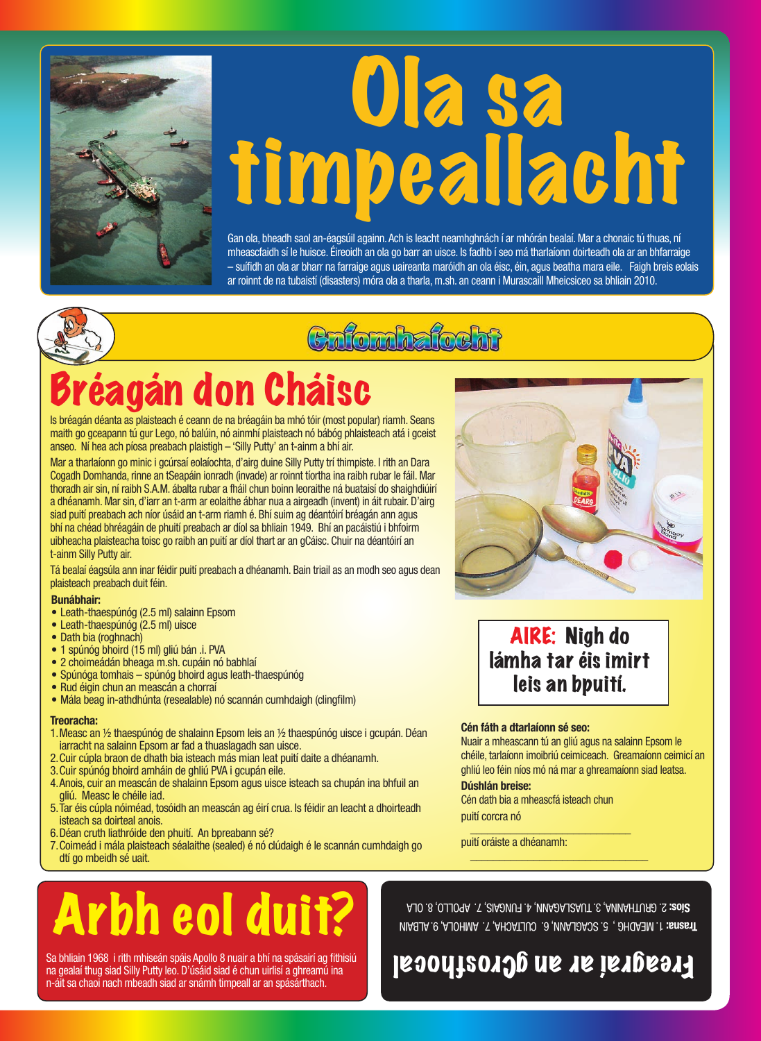# Ola sa timpeallacht

Gan ola, bheadh saol an-éagsúil againn. Ach is leacht neamhghnách í ar mhórán bealaí. Mar a chonaic tú thuas, ní mheascfaidh sí le huisce. Éireoidh an ola go barr an uisce. Is fadhb í seo má tharlaíonn doirteadh ola ar an bhfarraige – suífidh an ola ar bharr na farraige agus uaireanta maróidh an ola éisc, éin, agus beatha mara eile. Faigh breis eolais ar roinnt de na tubaistí (disasters) móra ola a tharla, m.sh. an ceann i Murascaill Mheicsiceo sa bhliain 2010.

## Gníomhaíocht

# Bréagán don Cháisc

Is bréagán déanta as plaisteach é ceann de na bréagáin ba mhó tóir (most popular) riamh. Seans maith go gceapann tú gur Lego, nó balúin, nó ainmhí plaisteach nó bábóg phlaisteach atá i gceist anseo. Ní hea ach píosa preabach plaistigh – 'Silly Putty' an t-ainm a bhí air.

Mar a tharlaíonn go minic i gcúrsaí eolaíochta, d'airg duine Silly Putty trí thimpiste. I rith an Dara Cogadh Domhanda, rinne an tSeapáin ionradh (invade) ar roinnt tíortha ina raibh rubar le fáil. Mar thoradh air sin, ní raibh S.A.M. ábalta rubar a fháil chun boinn leoraithe ná buataisí do shaighdiúirí a dhéanamh. Mar sin, d'iarr an t-arm ar eolaithe ábhar nua a airgeadh (invent) in áit rubair. D'airg siad puití preabach ach níor úsáid an t-arm riamh é. Bhí suim ag déantóirí bréagán ann agus bhí na chéad bhréagáin de phuití preabach ar díol sa bhliain 1949. Bhí an pacáistiú i bhfoirm uibheacha plaisteacha toisc go raibh an puití ar díol thart ar an gCáisc. Chuir na déantóirí an t-ainm Silly Putty air.

Tá bealaí éagsúla ann inar féidir puití preabach a dhéanamh. Bain triail as an modh seo agus dean plaisteach preabach duit féin.

**Bunábhair:**

- Leath-thaespúnóg (2.5 ml) salainn Epsom
- Leath-thaespúnóg (2.5 ml) uisce
- Dath bia (roghnach)
- 1 spúnóg bhoird (15 ml) gliú bán .i. PVA
- 2 choimeádán bheaga m.sh. cupáin nó babhlaí
- Spúnóga tomhais – spúnóg bhoird agus leath-thaespúnóg
- Rud éigin chun an meascán a chorraí
- Mála beag in-athdhúnta (resealable) nó scannán cumhdaigh (clingfilm)

**Treoracha:**

1. Measc an ½ thaespúnóg de shalainn Epsom leis an ½ thaespúnóg uisce i gcupán. Déan iarracht na salainn Epsom ar fad a thuaslagadh san uisce.
2. Cuir cúpla braon de dhath bia isteach más mian leat puití daite a dhéanamh.
3. Cuir spúnóg bhoird amháin de ghliú PVA i gcupán eile.
4. Anois, cuir an meascán de shalainn Epsom agus uisce isteach sa chupán ina bhfuil an gliú. Measc le chéile iad.
5. Tar éis cúpla nóiméad, tosóidh an meascán ag éirí crua. Is féidir an leacht a dhoirteadh isteach sa doirteal anois.
6. Déan cruth liathróide den phuití. An bpreabann sé?
7. Coimeád i mála plaisteach séalaithe (sealed) é nó clúdaigh é le scannán cumhdaigh go dtí go mbeidh sé uait.

**AIRE: Nigh do lámha tar éis imirt leis an bpuití.**

**Cén fáth a dtarlaíonn sé seo:**

Nuair a mheascann tú an gliú agus na salainn Epsom le chéile, tarlaíonn imoibriú ceimiceach. Greamaíonn ceimicí an ghliú leo féin níos mó ná mar a ghreamaíonn siad leatsa.

**Dúshlán breise:**

Cén dath bia a mheascfá isteach chun

puití corcra nó ______________________

puití oráiste a dhéanamh: ______________________

# Arbh eol duit?

Sa bhliain 1968 i rith mhiseán spáis Apollo 8 nuair a bhí na spásairí ag fithisiú na gealaí thug siad Silly Putty leo. D'úsáid siad é chun uirlisí a ghreamú ina n-áit sa chaoi nach mbeadh siad ar snámh timpeall ar an spásárthach.

## Freagraí ar an gCrosfhocal

**Trasna:** 1. MEADHG , 5. SCAGLANN, 6. CULTACHA, 7. AMHOLA, 9. ALBAIN

**Síos:** 2. GRUTHANNA, 3. TUASLAGANN, 4. FUNGAIS, 7. APOLLO, 8. OLA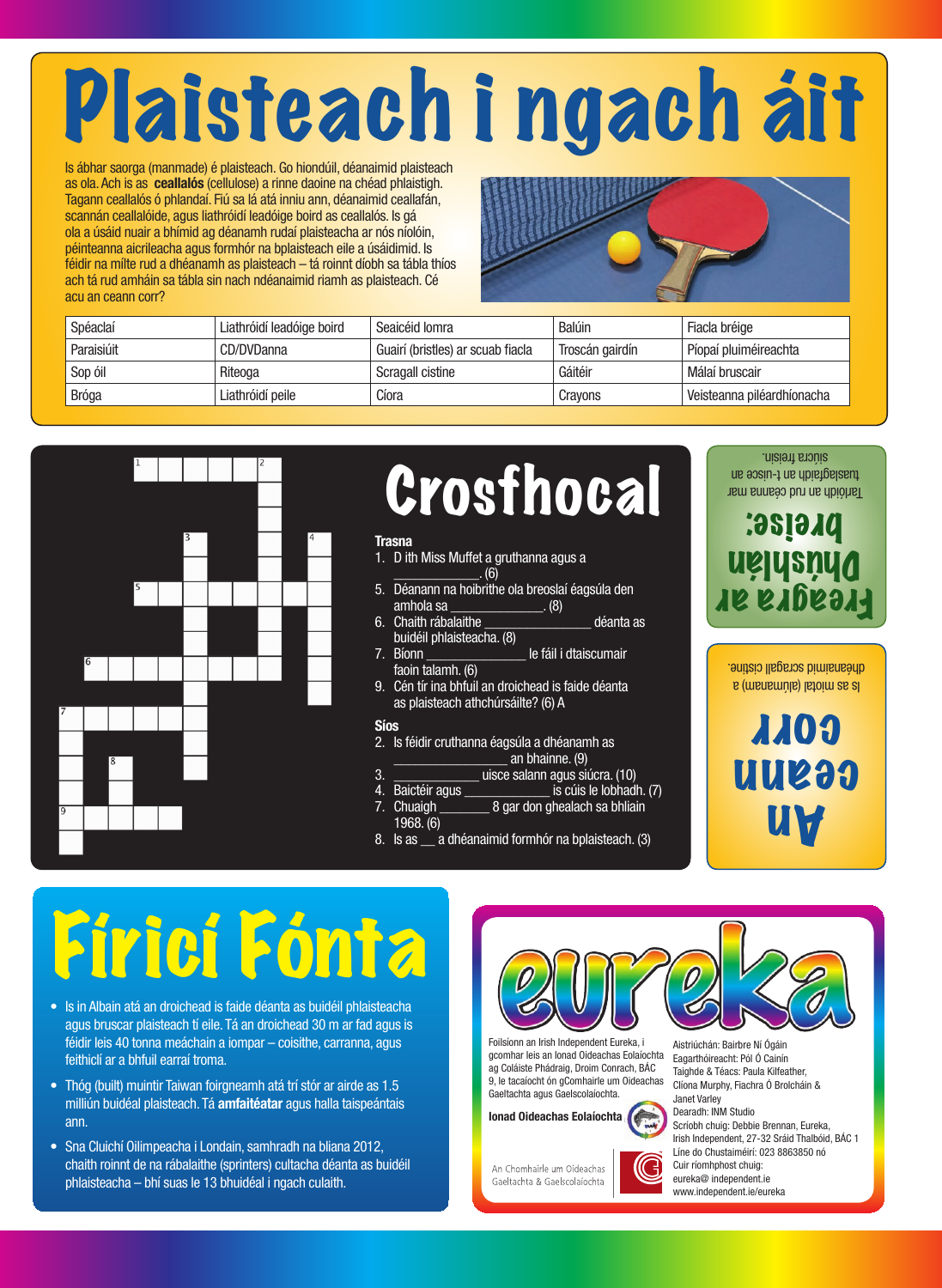# Plaisteach i ngach áit

Is ábhar saorga (manmade) é plaisteach. Go hiondúil, déanaimid plaisteach as ola. Ach is as **ceallalós** (cellulose) a rinne daoine na chéad phlaistigh. Tagann ceallalós ó phlandaí. Fiú sa lá atá inniu ann, déanaimid ceallafán, scannán ceallalóide, agus liathróidí leadóige boird as ceallalós. Is gá ola a úsáid nuair a bhímid ag déanamh rudaí plaisteacha ar nós níolóin, péinteanna aicrileacha agus formhór na bplaisteach eile a úsáidimid. Is féidir na mílte rud a dhéanamh as plaisteach – tá roinnt díobh sa tábla thíos ach tá rud amháin sa tábla sin nach ndéanaimid riamh as plaisteach. Cé acu an ceann corr?

| | | | | |
|---|---|---|---|---|
| Spéaclaí | Liathróidí leadóige boird | Seaicéid lomra | Balúin | Fiacla bréige |
| Paraisiúit | CD/DVDanna | Guairí (bristles) ar scuab fiacla | Troscán gairdín | Píopaí pluiméireachta |
| Sop óil | Riteoga | Scragall cistine | Gáitéir | Málaí bruscair |
| Bróga | Liathróidí peile | Cíora | Crayons | Veisteanna piléardhíonacha |

## Crosfhocal

**Trasna**

1. D ith Miss Muffet a gruthanna agus a ____________. (6)
5. Déanann na hoibrithe ola breoslaí éagsúla den amhola sa ____________. (8)
6. Chaith rábalaithe ______________ déanta as buidéil phlaisteacha. (8)
7. Bíonn ____________ le fáil i dtaiscumair faoin talamh. (6)
9. Cén tír ina bhfuil an droichead is faide déanta as plaisteach athchúrsáilte? (6) A

**Síos**

2. Is féidir cruthanna éagsúla a dhéanamh as ______________ an bhainne. (9)
3. ____________ uisce salann agus siúcra. (10)
4. Baictéir agus ____________ is cúis le lobhadh. (7)
7. Chuaigh _______ 8 gar don ghealach sa bhliain 1968. (6)
8. Is as __ a dhéanaimid formhór na bplaisteach. (3)

## Freagra ar Dhúshlán breise:

Tarlóidh an rud céanna mar tuaslagfaidh an t-uisce an siúcra freisin.

## An Ceann Corr

Is as miotal (alúmanam) a dhéanaimid scragall cistine.

# Fíricí Fónta

- Is in Albain atá an droichead is faide déanta as buidéil phlaisteacha agus bruscar plaisteach tí eile. Tá an droichead 30 m ar fad agus is féidir leis 40 tonna meáchain a iompar – coisithe, carranna, agus feithiclí ar a bhfuil earraí troma.
- Thóg (built) muintir Taiwan foirgneamh atá trí stór ar airde as 1.5 milliún buidéal plaisteach. Tá **amfaitéatar** agus halla taispeántais ann.
- Sna Cluichí Oilimpeacha i Londain, samhradh na bliana 2012, chaith roinnt de na rábalaithe (sprinters) cultacha déanta as buidéil phlaisteacha – bhí suas le 13 bhuidéal i ngach culaith.

# eureka

Foilsíonn an Irish Independent Eureka, i gcomhar leis an Ionad Oideachas Eolaíochta ag Coláiste Phádraig, Droim Conrach, BÁC 9, le tacaíocht ón gComhairle um Oideachas Gaeltachta agus Gaelscolaíochta.

**Ionad Oideachas Eolaíochta**

An Chomhairle um Oideachas Gaeltachta & Gaelscolaíochta

Aistriúchán: Bairbre Ní Ógáin
Eagarthóireacht: Pól Ó Cainín
Taighde & Téacs: Paula Kilfeather, Clíona Murphy, Fiachra Ó Brolcháin & Janet Varley
Dearadh: INM Studio
Scríobh chuig: Debbie Brennan, Eureka, Irish Independent, 27-32 Sráid Thalbóid, BÁC 1
Líne do Chustaiméirí: 023 8863850 nó
Cuir ríomhphost chuig: eureka@ independent.ie
www.independent.ie/eureka